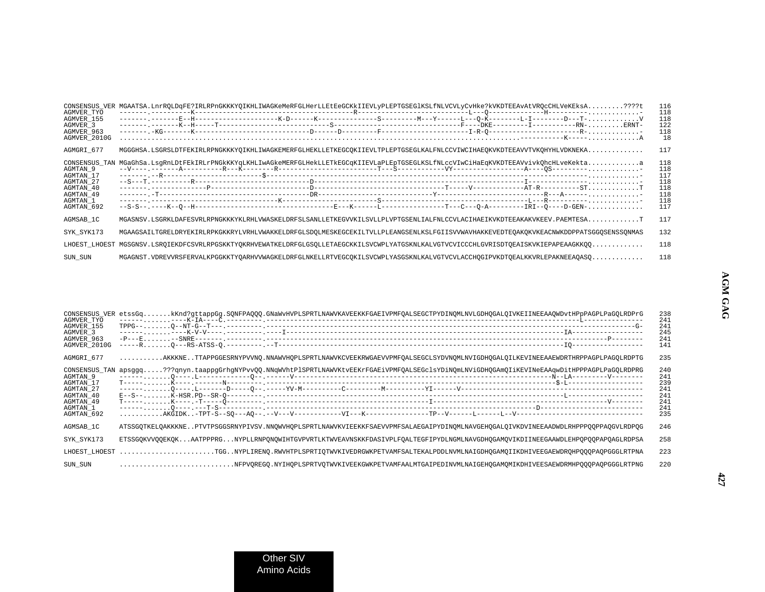```
CONSENSUS_VER MGAATSA.LnrRQLDqFE?IRLRPnGKKKYQIKHLIWAGKeMeRFGLHerLLEtEeGCKkIIEVLyPLEPTGSEGlKSLfNLVCVLyCvHke?kVKDTEEAvAtVRQcCHLVeKEksA.........????t   116
AGMVER_TYO    -------.----------K---------------------------------------R---------------------------L---Q--------------H---------.............-   118
AGMVER_155    -------.-------E--H--------------------K-D------K---------------S---------M---Y------L---Q-K--------L-I--------D---T-.............V   118
AGMVER_3      -------.-------K--H-----T----------------------------S--------------------------------F----DKE---------I-----------RN-.........ERNT-   122
AGMVER_963    -------.-KG-------K----------------------------D------D---------F----------------------I-R-Q----------------------R-.............-   118
AGMVER_2010G  ...................................................................................................-----------K-----.............A    18

AGMGRI_677    MGGGHSA.LSGRSLDTFEKIRLRPNGKKKYQIKHLIWAGKEMERFGLHEKLLETKEGCQKIIEVLTPLEPTGSEGLKALFNLCCVIWCIHAEQKVKDTEEAVVTVKQHYHLVDKNEKA.............   117

CONSENSUS_TAN MGaGhSa.LsgRnLDtFEkIRLrPNGkKKYqLKHLIwAGkeMERFGLHekLLETkEGCqKIIEVLaPLEpTGSEGLKSLfNLccVIwCiHaEqKVKDTEEAVvivkQhcHLveKekta.............a   118
AGMTAN_9      --V----.-------A----------R---K--------R-------------------------T---S------------VY------------------A----QS---------.............-   118
AGMTAN_17     -------.--R------------------------$-------------------------------------------------------------------------------.............-   117
AGMTAN_27     --S---T.----------R----------------------------D------------------------------------------------------I--------------.............-   118
AGMTAN_40     -------.--------------P------------------------D--------------------------------T-----V-------------AT-R----------ST.............T   118
AGMTAN_49     -------.-T-------------------------------------DR----------------------------Y---------------------------R---A------.............-   118
AGMTAN_1      -------.--------------------------------K-----------------------S-----------------------------------------L---R----------.............-   118
AGMTAN_692    --S-S--.----K--Q--H-------------------------------E---K------L----------------T---C---Q-A---------IRI--Q----D-GEN-.............   117

AGMSAB_1C     MGASNSV.LSGRKLDAFESVRLRPNGKKKYKLRHLVWASKELDRFSLSANLLETKEGVVKILSVLLPLVPTGSENLIALFNLCCVLACIHAEIKVKDTEEAKAKVKEEV.PAEMTESA.............T   117

SYK_SYK173    MGAAGSAILTGRELDRYEKIRLRPKGKKRYLVRHLVWAKKELDRFGLSDQLMESKEGCEKILTVLLPLEANGSENLKSLFGIISVVWAVHAKKEVEDTEQAKQKVKEACNWKDDPPATSGGQSENSSQNMAS   132

LHOEST_LHOEST MGSGNSV.LSRQIEKDFCSVRLRPGSKKTYQKRHVEWATKELDRFGLGSQLLETAEGCKKILSVCWPLYATGSKNLKALVGTVCVICCCHLGVRISDTQEAISKVKIEPAPEAAGKKQQ.............   118

SUN_SUN       MGAGNST.VDREVVRSFERVALKPGGKKTYQARHVVWAGKELDRFGLNKELLRTVEGCQKILSVCWPLYASGSKNLKALVGTVCVLACCHQGIPVKDTQEALKKVRLEPAKNEEAQASQ.............   118



CONSENSUS_VER etssGq.......kKnd?gttappGg.SQNFPAQQQ.GNaWvHVPLSPRTLNAWVKAVEEKKFGAEIVPMFQALSEGCTPYDINQMLNVLGDHQGALQIVKEIINEEAAQWDvtHPpPAGPLPaGQLRDPrG   238
AGMVER_TYO    ----------------K-IA----C.---------.-------------------------------------------------------------------------L--------------   241
AGMVER_155    TPPG--.......Q--NT-G--T---.---------.-------------------------------------------------------------------------------------G-   241
AGMVER_3      ----------------K-V-V----.---------.----I-------------------------------------------------------------IA-----------------   245
AGMVER_963    -P---E.........-SNRE-------.---------.---------------------------------------------------------------------------P--------   241
AGMVER_2010G  -----R.......Q---RS-ATSS-Q.---------.--T---------------------------------------------------------------IQ-----------------   141

AGMGRI_677    ..........AKKKNE..TTAPPGGESRNYPVVNQ.NNAWVHQPLSPRTLNAWVKCVEEKRWGAEVVPMFQALSEGCLSYDVNQMLNVIGDHQGALQILKEVINEEAAEWDRTHRPPAGPLPAGQLRDPTG   235

CONSENSUS_TAN apsggq.....???qnyn.taappgGrhgNYPvvQQ.NNqWVhtPlSPRTLNAWVKtvEEKrFGAEiVPMFQALSEGclsYDiNQmLNViGDHQGAmQIiKEVINeEAAqwDitHPPPAGPLPaGQLRDPRG   240
AGMTAN_9      -----.......Q----.L-------------Q--.------V--------------------------------------------------------N--LA---------V--------   241
AGMTAN_17     T----.......K----.-------N---------.-------------------------------------------------------------$-L------------------   239
AGMTAN_27     -----.......Q----.L-------D-----Q--.-----YV-M----------C---------M----------YI------V--------------------------------------   241
AGMTAN_40     E--S--.......K-HSR.PD--SR-Q---------.---------------------------------------------------------------L------------------   241
AGMTAN_49     T----.......K----.-T-----Q---------.------------------------------I----------------------------------------V--------   241
AGMTAN_1      -----.......Q----.---T-S-----------.----------------------------------------------------------D-------------------------   241
AGMTAN_692    ..........AKGIDK..-TPT-S--SQ---AQ--.--V---V------------VI---K----------------TP--V------L------L--V--------------------------------   235

AGMSAB_1C     ATSSGQTKELQAKKKNE..PTVTPSGGSRNYPIVSV.NNQWVHQPLSPRTLNAWVKVIEEKKFSAEVVPMFSALAEGAIPYDINQMLNAVGEHQGALQIVKDVINEEAADWDLRHPPPQQPPAQGVLRDPQG   246

SYK_SYK173    ETSSGQKVVQQEKQK...AATPPPRG...NYPLLRNPQNQWIHTGVPVRTLKTWVEAVNSKKFDASIVPLFQALTEGFIPYDLNGMLNAVGDHQGAMQVIKDIINEEGAAWDLEHPQPQQPAPQAGLRDPSA   258

LHOEST_LHOEST .......................TGG..NYPLIRENQ.RWVHTPLSPRTIQTWVKIVEDRGWKPETVAMFSALTEKALPDDLNVMLNAIGDHQGAMQIIKDHIVEEGAEWDRQHPQQQPAQPGGGLRTPNA   223

SUN_SUN       ............................NFPVQREGQ.NYIHQPLSPRTVQTWVKIVEEKGWKPETVAMFAALMTGAIPEDINVMLNAIGEHQGAMQMIKDHIVEESAEWDRMHPQQQPAQPGGGLRTPNG   220
```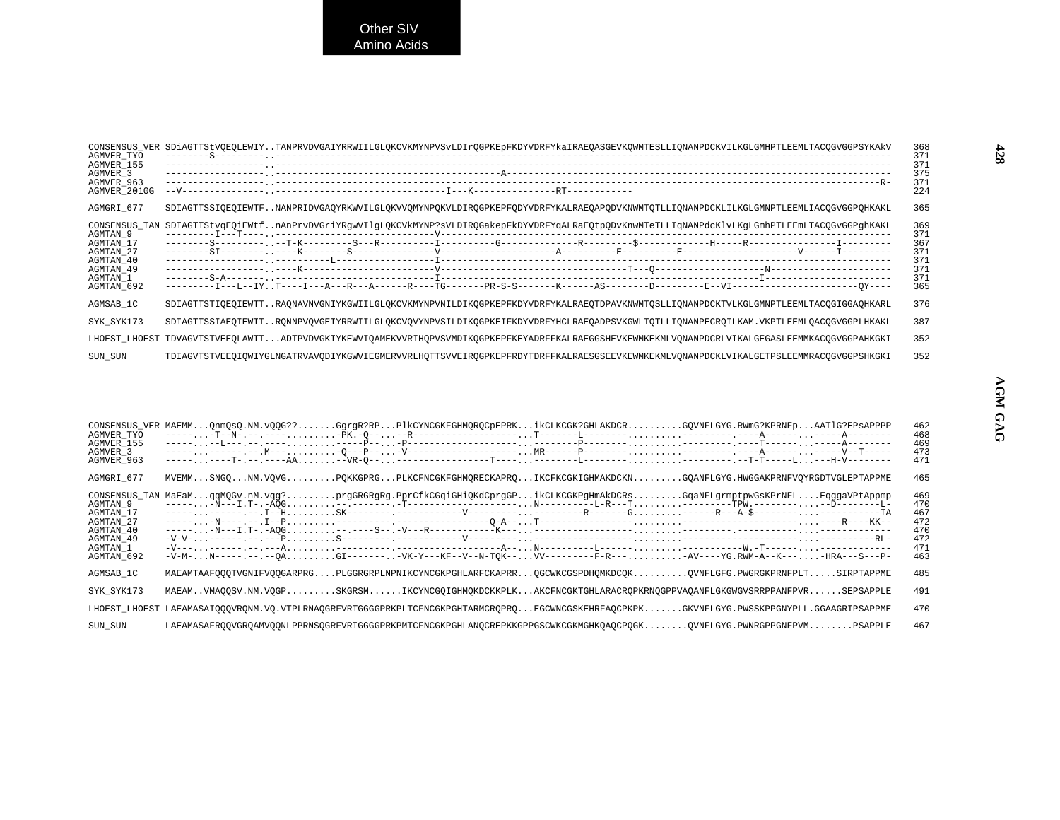## Other SIV Amino Acids

## AGM GAG

```
CONSENSUS_VER SDiAGTTStVQEQLEWIY..TANPRVDVGAIYRRWIILGLQKCVKMYNPVSvLDIrQGPKEpFKDYVDRFYkaIRAEQASGEVKQWMTESLLIQNANPDCKVILKGLGMHPTLEEMLTACQGVGGPSYKAkV    368
AGMVER_TYO    --------S---------..-------------------------------------------------------------------------------------------------------------------    371
AGMVER_155    ------------------..-------------------------------------------------------------------------------------------------------------------    371
AGMVER_3      ------------------..-----------------------------------------A-----------------------------------------------------------------------------    375
AGMVER_963    ------------------..-----------------------------------------------------------------------------------------------------------------R-    371
AGMVER_2010G  --V---------------..-------------------------------I---K---------------RT------------                                                      224

AGMGRI_677    SDIAGTTSSIQEQIEWTF..NANPRIDVGAQYRKWVILGLQKVVQMYNPQKVLDIRQGPKEPFQDYVDRFYKALRAEQAPQDVKNWMTQTLLIQNANPDCKLILKGLGMNPTLEEMLIACQGVGGPQHKAKL    365

CONSENSUS_TAN SDIAGTTStvqEQiEWtf..nAnPrvDVGriYRgwVIlgLQKCVkMYNP?sVLDIRQGakepFkDYVDRFYqALRaEQtpQDvKnwMTeTLLIqNANPdcKlvLKgLGmhPTLEEmLTACQGvGGPghKAKL    369
AGMTAN_9      ---------I---T----..--------------------------V--------------------------------------------------------------------------------------------    371
AGMTAN_17     --------S---------..--T-K---------$---R----------I----------G-------------R---------$-------------H-----R----------------I---------    367
AGMTAN_27     --------SI--------..----K--------S---------------V---------------------A----------E----------E---------------------V------I---------    371
AGMTAN_40     ------------------..----------L------------------I---------------------------------------------------------------------------------    371
AGMTAN_49     ------------------..----K------------------------V----------------------------------T---Q---------------------N---------------------    371
AGMTAN_1      --------S-A-------..-----------------------------I--------------------------------------------------------I-----------------------    371
AGMTAN_692    ---------I---L--IY..T----I---A---R---A------R----TG-------PR-S-S-------K------AS--------D---------E--VI----------------------QY----    365

AGMSAB_1C     SDIAGTTSTIQEQIEWTT..RAQNAVNVGNIYKGWIILGLQKCVKMYNPVNILDIKQGPKEPFKDYVDRFYKALRAEQTDPAVKNWMTQSLLIQNANPDCKTVLKGLGMNPTLEEMLTACQGIGGAQHKARL    376

SYK_SYK173    SDIAGTTSSIAEQIEWIT..RQNNPVQVGEIYRRWIILGLQKCVQVYNPVSILDIKQGPKEIFKDYVDRFYHCLRAEQADPSVKGWLTQTLLIQNANPECRQILKAM.VKPTLEEMLQACQGVGGPLHKAKL    387

LHOEST_LHOEST TDVAGVTSTVEEQLAWTT...ADTPVDVGKIYKEWVIQAMEKVVRIHQPVSVMDIKQGPKEPFKEYADRFFKALRAEGGSHEVKEWMKEKMLVQNANPDCRLVIKALGEGASLEEMMKACQGVGGPAHKGKI    352

SUN_SUN       TDIAGVTSTVEEQIQWIYGLNGATRVAVQDIYKGWVIEGMERVVRLHQTTSVVEIRQGPKEPFRDYTDRFFKALRAESGSEEVKEWMKEKMLVQNANPDCKLVIKALGETPSLEEMMRACQGVGGPSHKGKI    352
```

```
CONSENSUS_VER MAEMM...QnmQsQ.NM.vQQG??.......GgrgR?RP...PlkCYNCGKFGHMQRQCpEPRK...ikCLKCGK?GHLAKDCR..........GQVNFLGYG.RWmG?KPRNFp...AATlG?EPsAPPPP    462
AGMVER_TYO    -----...-T--N-.--.----..........-PK.-Q--...--R--------------------...T-------L--------..........---------.----A------...-----A--------    468
AGMVER_155    -----...--L---.--.----..........-----P--...-P---------------------...---------P--------..........---------.----T------...-----A--------    469
AGMVER_3      -----...------.---.M---..........-Q---P--...-V--------------------...MR------P--------..........---------.----A------...-----V--T-----    473
AGMVER_963    -----...----T-.--.----AA.........-VR-Q--...-------------------T----...--------L--------..........---------.--T-T-----L...---H-V--------    471

AGMGRI_677    MVEMM...SNGQ...NM.VQVG.........PQKKGPRG...PLKCFNCGKFGHMQRECKAPRQ...IKCFKCGKIGHMAKDCKN.........GQANFLGYG.HWGGAKPRNFVQYRGDTVGLEPTAPPME    465

CONSENSUS_TAN MaEaM...qqMQGv.nM.vqg?.........prgGRGRgRg.PprCfkCGqiGHiQKdCprgGP...ikCLKCGKPgHmAkDCRs.........GqaNFLgrmptpwGsKPrNFL....EqggaVPtAppmp    469
AGMTAN_9      -----...-N---I.T-.-AQG.........---.-------.-T---------------------...N----------L-R---T.........---------TPW.--------.....--D--------L-    470
AGMTAN_17     -----...------.---.I--H.........SK--------.------------V----------...---------R-------G.........--------R---A-$--------.....-----------IA    467
AGMTAN_27     -----...-N----.---.I--P.........----------.-----------------Q-A--...T---------------------........---------------------------....----R----KK--    472
AGMTAN_40     -----...-N---I.T-.-AQG..........--.----S--.-V---R-----------K---...---------------------.........--------------------.-----------....-------------    470
AGMTAN_49     -V-V-...------.--.---P.........S---------.------------V----------...---------------------.........--------------------------------....----------RL-    472
AGMTAN_1      -V---...------.--.---A.........----------.------------------A--...N----------L---------.........------------W.-T------....-------------    471
AGMTAN_692    -V-M-...N-----.--.--QA.........GI--------.-VK-Y---KF--V--N-TQK--...VV---------F-R---..........-AV----YG.RWM-A--K---....-HRA---S---P-    463

AGMSAB_1C     MAEAMTAAFQQQTVGNIFVQQGARPRG....PLGGRGRPLNPNIKCYNCGKPGHLARFCKAPRR...QGCWKCGSPDHQMKDCQK..........QVNFLGFG.PWGRGKPRNFPLT.....SIRPTAPPME    485

SYK_SYK173    MAEAM..VMAQQSV.NM.VQGP.........SKGRSM......IKCYNCGQIGHMQKDCKKPLK...AKCFNCGKTGHLARACRQPKRNQGPPVAQANFLGKGWGVSRRPPANFPVR......SEPSAPPLE    491

LHOEST_LHOEST LAEAMASAIQQQVRQNM.VQ.VTPLRNAQGRFVRTGGGGPRKPLTCFNCGKPGHTARMCRQPRQ...EGCWNCGSKEHRFAQCPKPK.......GKVNFLGYG.PWSSKPPGNYPLL.GGAAGRIPSAPPME    470

SUN_SUN       LAEAMASAFRQQVGRQAMVQQNLPPRNSQGRFVRIGGGGPRKPMTCFNCGKPGHLANQCREPKKGPPGSCWKCGKMGHKQAQCPQGK........QVNFLGYG.PWNRGPPGNFPVM........PSAPPLE    467
```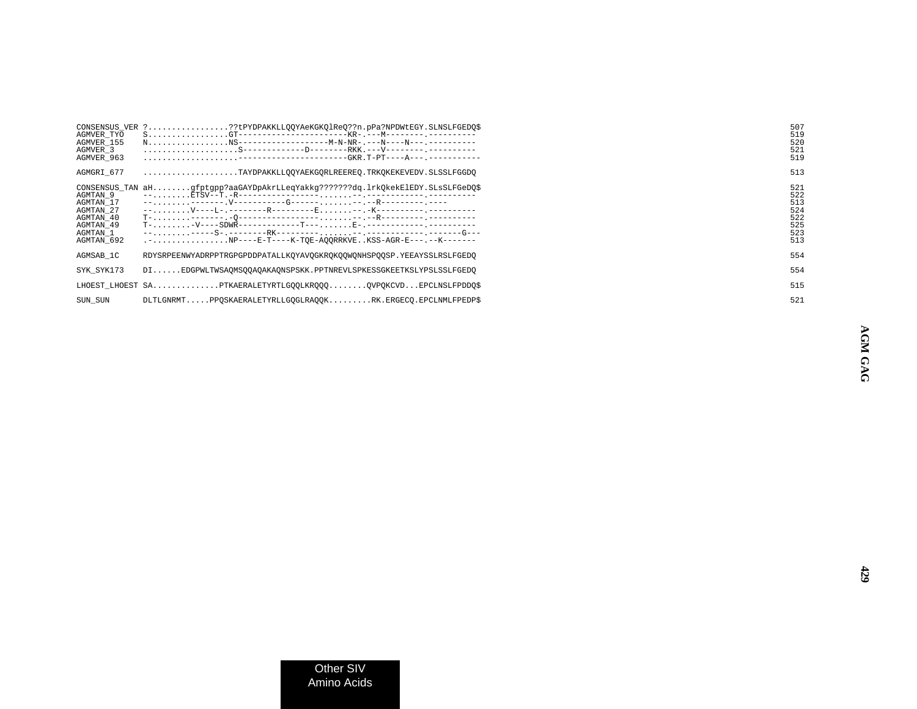```
CONSENSUS_VER ?.................??tPYDPAKKLLQQYAeKGKQlReQ??n.pPa?NPDWtEGY.SLNSLFGEDQ$     507
AGMVER_TYO    S.................GT----------------------KR-.---M--------.----------      519
AGMVER_155    N.................NS------------------M-N-NR-.---N----N---.----------      520
AGMVER_3      ....................S-------------D--------RKK.---V--------.----------     521
AGMVER_963    ...................----------------------GKR.T-PT----A---.-----------      519

AGMGRI_677    ....................TAYDPAKKLLQQYAEKGQRLREEREQ.TRKQKEKEVEDV.SLSSLFGGDQ     513

CONSENSUS_TAN aH........gfptgpp?aaGAYDpAkrLLeqYakkg???????dq.lrkQkekElEDY.SLsSLFGeDQ$   521
AGMTAN_9      --.........ETSV--T.-R-----------------.......--.------------.----------     522
AGMTAN_17     --.........--------.V-----------G------.......--.--R---------.----         513
AGMTAN_27     --.........V----L-.--------R---------E.........--.-K----------.----------   524
AGMTAN_40     T-.........--------.-Q-----------------.......--.--R---------.----------    522
AGMTAN_49     T-.........-V----SDWR-------------T---.......E-.------------.----------     525
AGMTAN_1      --.........-----S-.--------RK---------.......--.------------.-------G---    523
AGMTAN_692    .-................NP----E-T----K-TQE-AQQRRKVE..KSS-AGR-E---.--K-------      513

AGMSAB_1C     RDYSRPEENWYADRPPTRGPGPDDPATALLKQYAVQGKRQKQQWQNHSPQQSP.YEEAYSSLRSLFGEDQ     554

SYK_SYK173    DI......EDGPWLTWSAQMSQQAQAKAQNSPSKK.PPTNREVLSPKESSGKEETKSLYPSLSSLFGEDQ     554

LHOEST_LHOEST SA.............PTKAERALETYRTLGQQLKRQQQ........QVPQKCVD...EPCLNSLFPDDQ$    515

SUN_SUN       DLTLGNRMT.....PPQSKAERALETYRLLGQGLRAQQK.........RK.ERGECQ.EPCLNMLFPEDP$     521
```

AGM GAG

Other SIV Amino Acids